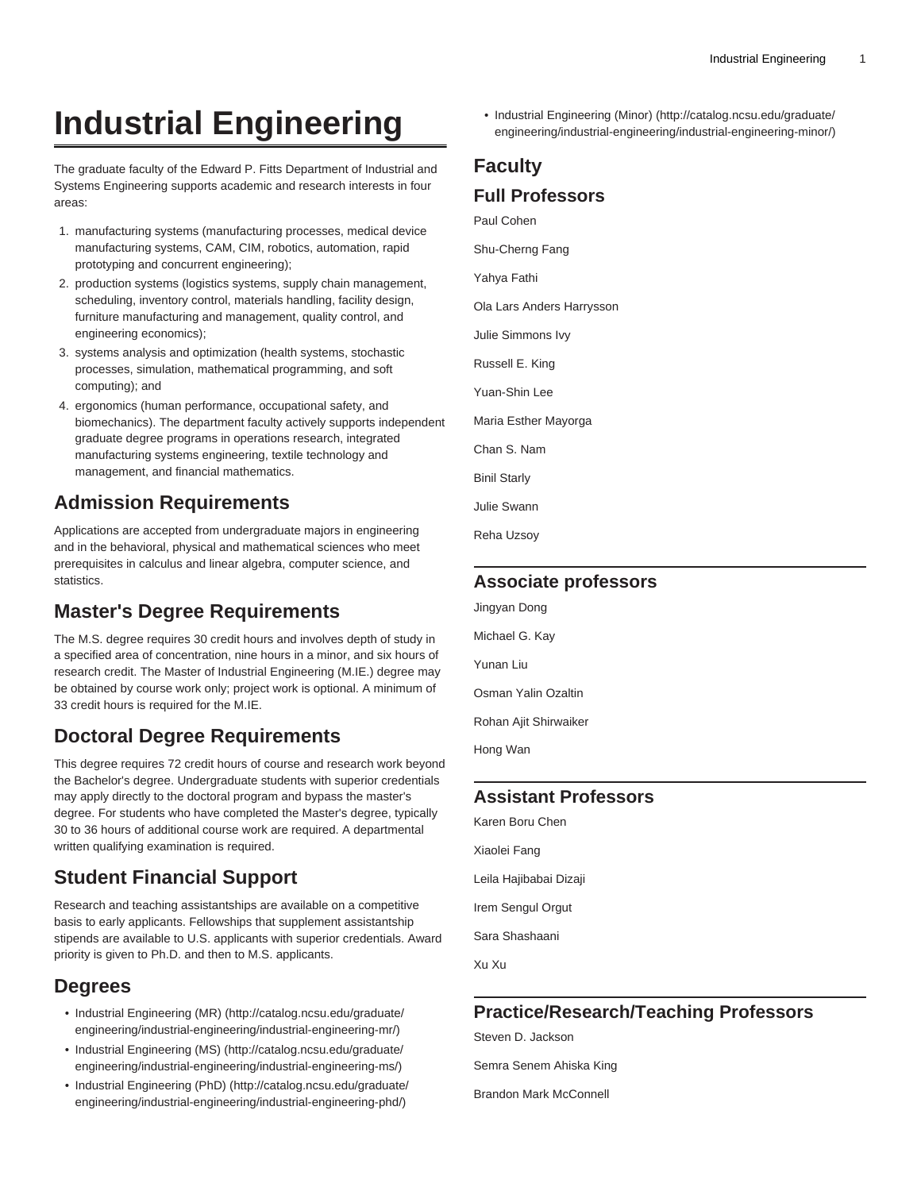# Industrial Engineering

The graduate faculty of the Edward P. Fitts Department of Industrial and Systems Engineering supports academic and research interests in four areas:

1. manufacturing systems (manufacturing processes, medical device manufacturing systems, CAM, CIM, robotics, automation, rapid prototyping and concurrent engineering);
2. production systems (logistics systems, supply chain management, scheduling, inventory control, materials handling, facility design, furniture manufacturing and management, quality control, and engineering economics);
3. systems analysis and optimization (health systems, stochastic processes, simulation, mathematical programming, and soft computing); and
4. ergonomics (human performance, occupational safety, and biomechanics). The department faculty actively supports independent graduate degree programs in operations research, integrated manufacturing systems engineering, textile technology and management, and financial mathematics.

## Admission Requirements

Applications are accepted from undergraduate majors in engineering and in the behavioral, physical and mathematical sciences who meet prerequisites in calculus and linear algebra, computer science, and statistics.

## Master's Degree Requirements

The M.S. degree requires 30 credit hours and involves depth of study in a specified area of concentration, nine hours in a minor, and six hours of research credit. The Master of Industrial Engineering (M.IE.) degree may be obtained by course work only; project work is optional. A minimum of 33 credit hours is required for the M.IE.

## Doctoral Degree Requirements

This degree requires 72 credit hours of course and research work beyond the Bachelor's degree. Undergraduate students with superior credentials may apply directly to the doctoral program and bypass the master's degree. For students who have completed the Master's degree, typically 30 to 36 hours of additional course work are required. A departmental written qualifying examination is required.

## Student Financial Support

Research and teaching assistantships are available on a competitive basis to early applicants. Fellowships that supplement assistantship stipends are available to U.S. applicants with superior credentials. Award priority is given to Ph.D. and then to M.S. applicants.

## Degrees

- Industrial Engineering (MR) (http://catalog.ncsu.edu/graduate/engineering/industrial-engineering/industrial-engineering-mr/)
- Industrial Engineering (MS) (http://catalog.ncsu.edu/graduate/engineering/industrial-engineering/industrial-engineering-ms/)
- Industrial Engineering (PhD) (http://catalog.ncsu.edu/graduate/engineering/industrial-engineering/industrial-engineering-phd/)
- Industrial Engineering (Minor) (http://catalog.ncsu.edu/graduate/engineering/industrial-engineering/industrial-engineering-minor/)

## Faculty

### Full Professors

Paul Cohen

Shu-Cherng Fang

Yahya Fathi

Ola Lars Anders Harrysson

Julie Simmons Ivy

Russell E. King

Yuan-Shin Lee

Maria Esther Mayorga

Chan S. Nam

Binil Starly

Julie Swann

Reha Uzsoy

### Associate professors

Jingyan Dong

Michael G. Kay

Yunan Liu

Osman Yalin Ozaltin

Rohan Ajit Shirwaiker

Hong Wan

### Assistant Professors

Karen Boru Chen

Xiaolei Fang

Leila Hajibabai Dizaji

Irem Sengul Orgut

Sara Shashaani

Xu Xu

### Practice/Research/Teaching Professors

Steven D. Jackson

Semra Senem Ahiska King

Brandon Mark McConnell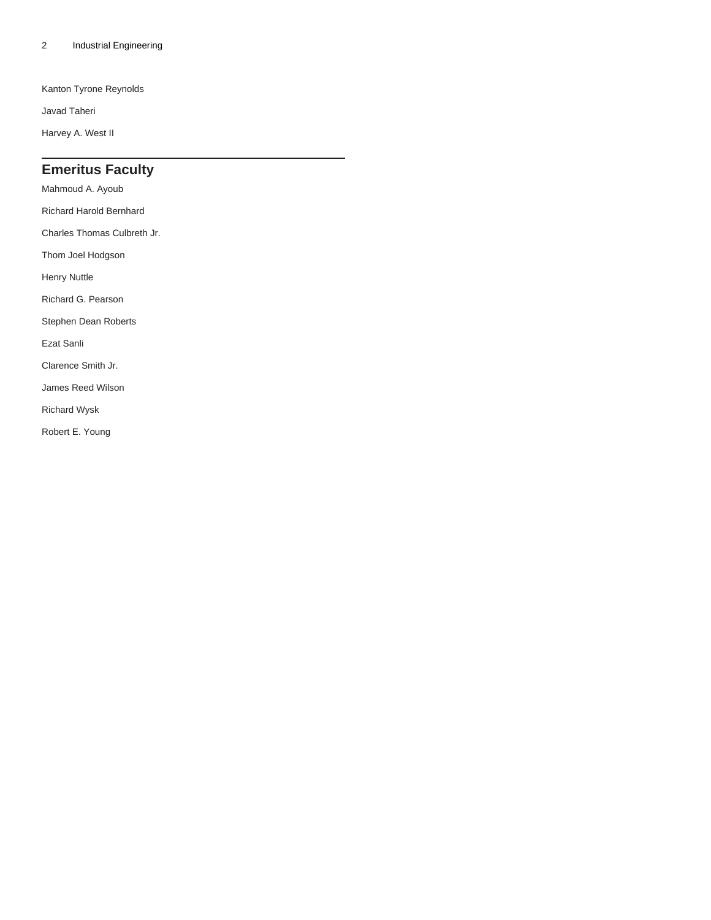Kanton Tyrone Reynolds

Javad Taheri

Harvey A. West II

## Emeritus Faculty

Mahmoud A. Ayoub

Richard Harold Bernhard

Charles Thomas Culbreth Jr.

Thom Joel Hodgson

Henry Nuttle

Richard G. Pearson

Stephen Dean Roberts

Ezat Sanli

Clarence Smith Jr.

James Reed Wilson

Richard Wysk

Robert E. Young